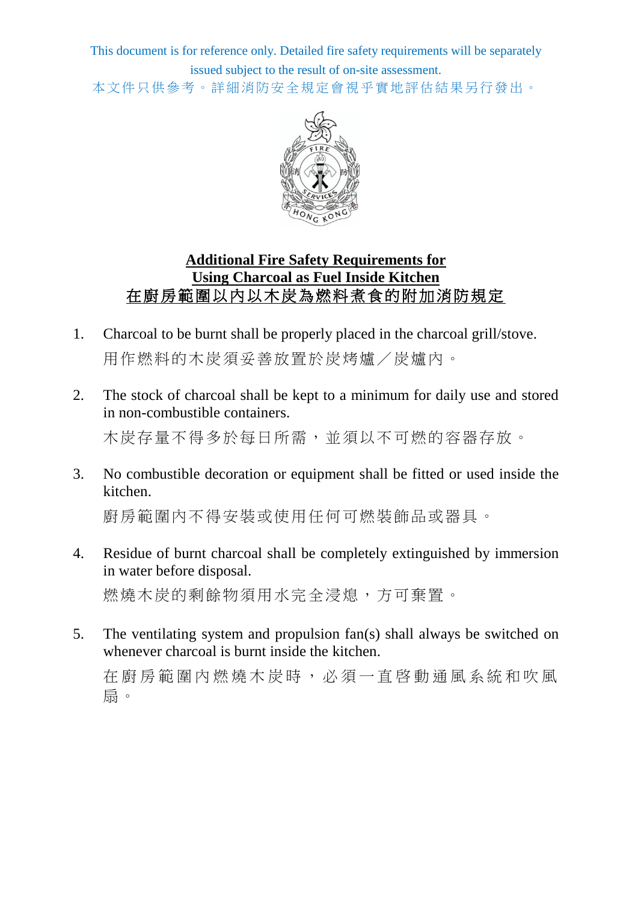This document is for reference only. Detailed fire safety requirements will be separately issued subject to the result of on-site assessment.
本文件只供參考。詳細消防安全規定會視乎實地評估結果另行發出。

# Additional Fire Safety Requirements for Using Charcoal as Fuel Inside Kitchen
# 在廚房範圍以內以木炭為燃料煮食的附加消防規定

1. Charcoal to be burnt shall be properly placed in the charcoal grill/stove.
   用作燃料的木炭須妥善放置於炭烤爐／炭爐內。

2. The stock of charcoal shall be kept to a minimum for daily use and stored in non-combustible containers.
   木炭存量不得多於每日所需，並須以不可燃的容器存放。

3. No combustible decoration or equipment shall be fitted or used inside the kitchen.
   廚房範圍內不得安裝或使用任何可燃裝飾品或器具。

4. Residue of burnt charcoal shall be completely extinguished by immersion in water before disposal.
   燃燒木炭的剩餘物須用水完全浸熄，方可棄置。

5. The ventilating system and propulsion fan(s) shall always be switched on whenever charcoal is burnt inside the kitchen.
   在廚房範圍內燃燒木炭時，必須一直啓動通風系統和吹風扇。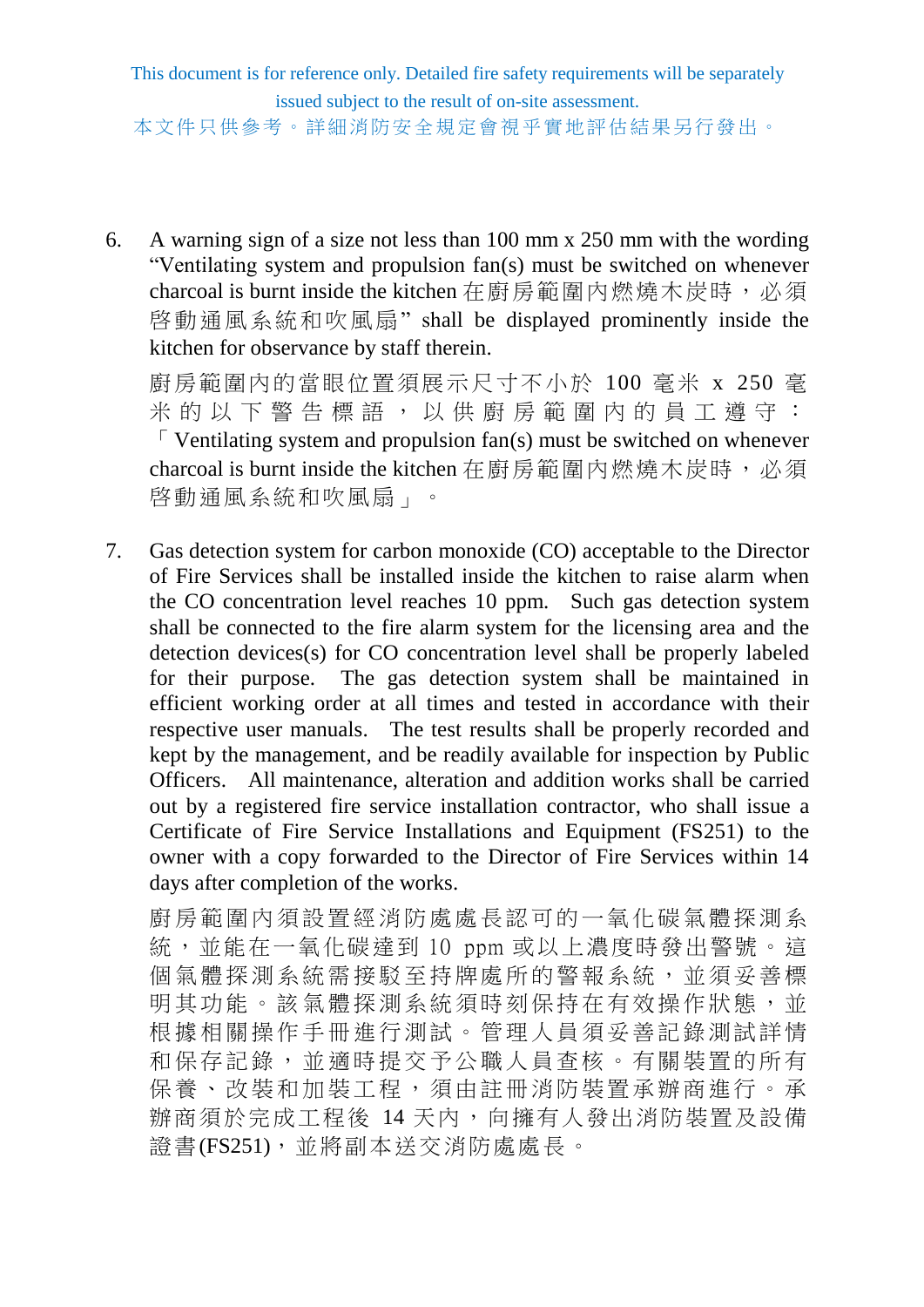This document is for reference only. Detailed fire safety requirements will be separately issued subject to the result of on-site assessment.
本文件只供參考。詳細消防安全規定會視乎實地評估結果另行發出。

6. A warning sign of a size not less than 100 mm x 250 mm with the wording "Ventilating system and propulsion fan(s) must be switched on whenever charcoal is burnt inside the kitchen 在廚房範圍內燃燒木炭時，必須啓動通風系統和吹風扇" shall be displayed prominently inside the kitchen for observance by staff therein.

   廚房範圍內的當眼位置須展示尺寸不小於 100 毫米 x 250 毫米的以下警告標語，以供廚房範圍內的員工遵守：「Ventilating system and propulsion fan(s) must be switched on whenever charcoal is burnt inside the kitchen 在廚房範圍內燃燒木炭時，必須啓動通風系統和吹風扇」。

7. Gas detection system for carbon monoxide (CO) acceptable to the Director of Fire Services shall be installed inside the kitchen to raise alarm when the CO concentration level reaches 10 ppm. Such gas detection system shall be connected to the fire alarm system for the licensing area and the detection devices(s) for CO concentration level shall be properly labeled for their purpose. The gas detection system shall be maintained in efficient working order at all times and tested in accordance with their respective user manuals. The test results shall be properly recorded and kept by the management, and be readily available for inspection by Public Officers. All maintenance, alteration and addition works shall be carried out by a registered fire service installation contractor, who shall issue a Certificate of Fire Service Installations and Equipment (FS251) to the owner with a copy forwarded to the Director of Fire Services within 14 days after completion of the works.

   廚房範圍內須設置經消防處處長認可的一氧化碳氣體探測系統，並能在一氧化碳達到 10 ppm 或以上濃度時發出警號。這個氣體探測系統需接駁至持牌處所的警報系統，並須妥善標明其功能。該氣體探測系統須時刻保持在有效操作狀態，並根據相關操作手冊進行測試。管理人員須妥善記錄測試詳情和保存記錄，並適時提交予公職人員查核。有關裝置的所有保養、改裝和加裝工程，須由註冊消防裝置承辦商進行。承辦商須於完成工程後 14 天內，向擁有人發出消防裝置及設備證書(FS251)，並將副本送交消防處處長。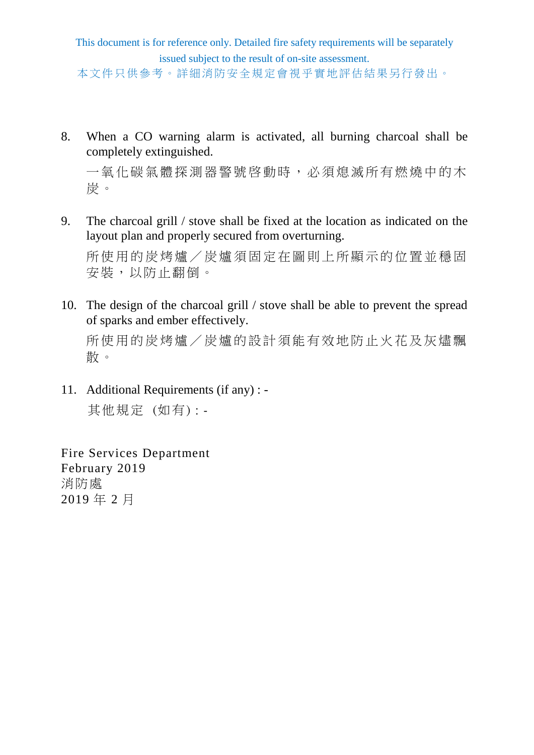This document is for reference only. Detailed fire safety requirements will be separately issued subject to the result of on-site assessment.
本文件只供參考。詳細消防安全規定會視乎實地評估結果另行發出。

8. When a CO warning alarm is activated, all burning charcoal shall be completely extinguished.

   一氧化碳氣體探測器警號啓動時，必須熄滅所有燃燒中的木炭。

9. The charcoal grill / stove shall be fixed at the location as indicated on the layout plan and properly secured from overturning.

   所使用的炭烤爐／炭爐須固定在圖則上所顯示的位置並穩固安裝，以防止翻倒。

10. The design of the charcoal grill / stove shall be able to prevent the spread of sparks and ember effectively.

    所使用的炭烤爐／炭爐的設計須能有效地防止火花及灰燼飄散。

11. Additional Requirements (if any) : -

    其他規定 (如有) : -

Fire Services Department
February 2019
消防處
2019 年 2 月